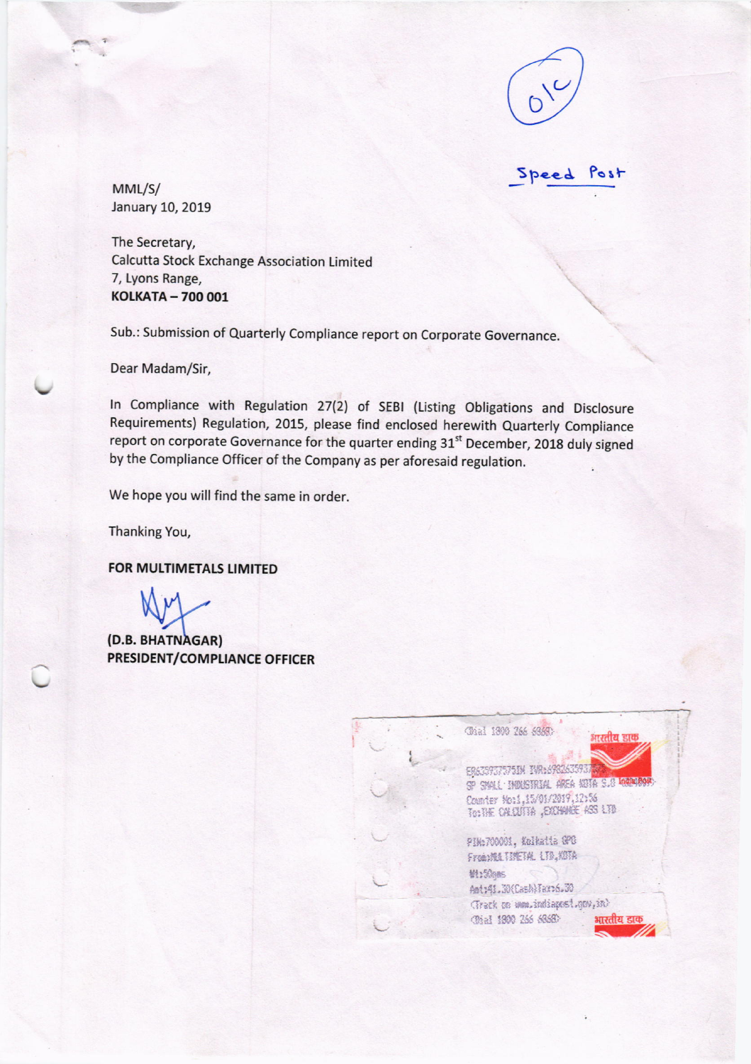O/C

Speed Post

MML/S/
January 10, 2019

The Secretary,
Calcutta Stock Exchange Association Limited
7, Lyons Range,
**KOLKATA – 700 001**

Sub.: Submission of Quarterly Compliance report on Corporate Governance.

Dear Madam/Sir,

In Compliance with Regulation 27(2) of SEBI (Listing Obligations and Disclosure Requirements) Regulation, 2015, please find enclosed herewith Quarterly Compliance report on corporate Governance for the quarter ending 31st December, 2018 duly signed by the Compliance Officer of the Company as per aforesaid regulation.

We hope you will find the same in order.

Thanking You,

**FOR MULTIMETALS LIMITED**

**(D.B. BHATNAGAR)**
**PRESIDENT/COMPLIANCE OFFICER**

<Dial 1800 266 6868>
भारतीय डाक
ER635937575IN IVR:6982635937...
SP SMALL INDUSTRIAL AREA KOTA S.O <...>
Counter No:1,15/01/2019,12:56
To:THE CALCUTTA ,EXCHANGE ASS LTD
PIN:700001, Kolkata GPO
From:MULTIMETAL LTD,KOTA
Wt:50gms
Amt:41.30(Cash)Tax:6.30
<Track on www.indiapost.gov.in>
<Dial 1800 266 6868>
भारतीय डाक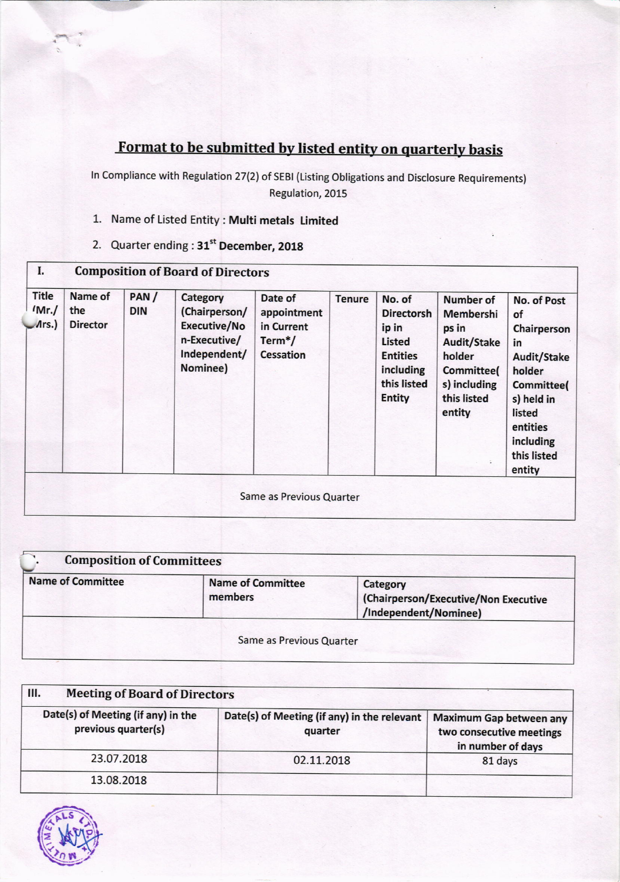## Format to be submitted by listed entity on quarterly basis

In Compliance with Regulation 27(2) of SEBI (Listing Obligations and Disclosure Requirements) Regulation, 2015

1. Name of Listed Entity : **Multi metals Limited**
2. Quarter ending : **31st December, 2018**

### I. Composition of Board of Directors

| Title (Mr./ Mrs.) | Name of the Director | PAN / DIN | Category (Chairperson/ Executive/Non-Executive/ Independent/ Nominee) | Date of appointment in Current Term*/ Cessation | Tenure | No. of Directorship in Listed Entities including this listed Entity | Number of Memberships in Audit/Stakeholder Committee(s) including this listed entity | No. of Post of Chairperson in Audit/Stakeholder Committee(s) held in listed entities including this listed entity |
|---|---|---|---|---|---|---|---|---|
| Same as Previous Quarter | | | | | | | | |

### II. Composition of Committees

| Name of Committee | Name of Committee members | Category (Chairperson/Executive/Non Executive /Independent/Nominee) |
|---|---|---|
| Same as Previous Quarter | | |

### III. Meeting of Board of Directors

| Date(s) of Meeting (if any) in the previous quarter(s) | Date(s) of Meeting (if any) in the relevant quarter | Maximum Gap between any two consecutive meetings in number of days |
|---|---|---|
| 23.07.2018 | 02.11.2018 | 81 days |
| 13.08.2018 | | |